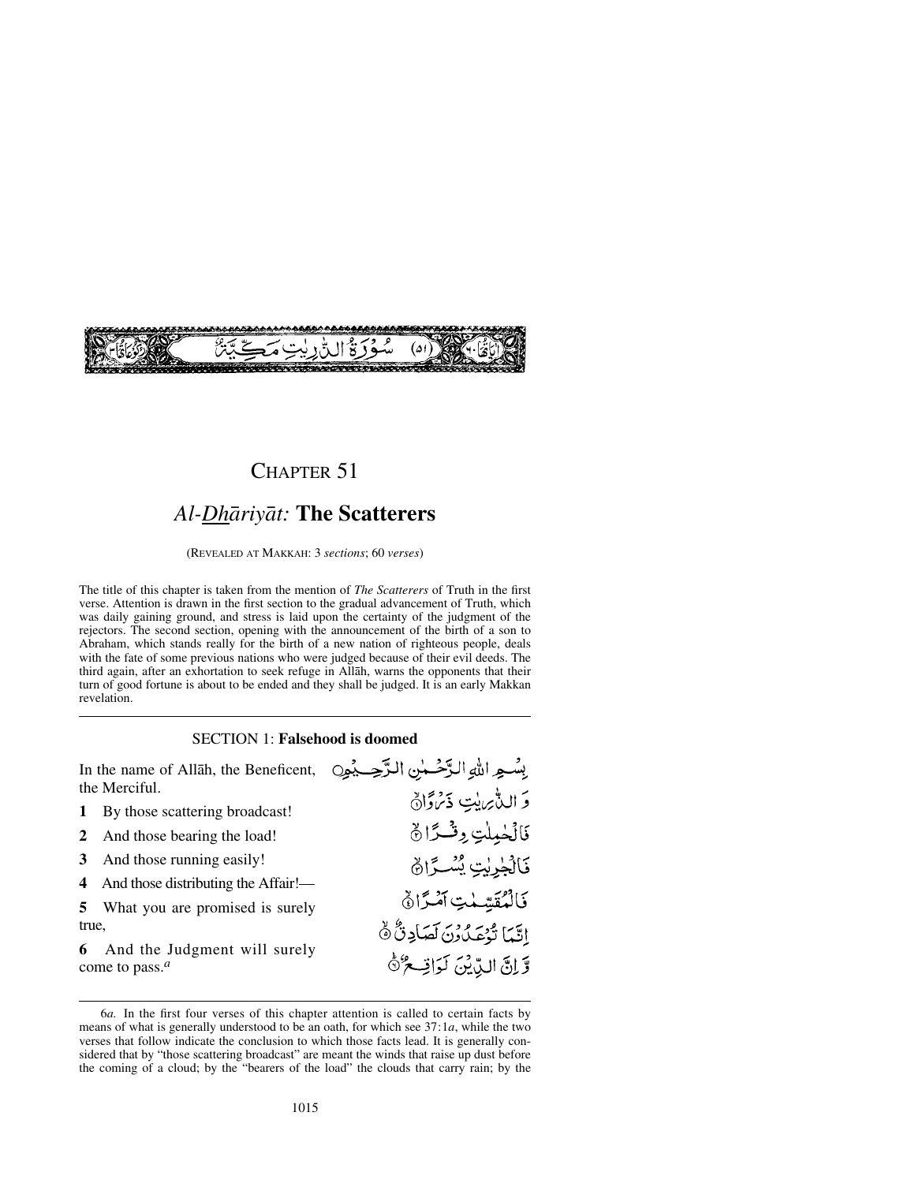سُوْرَةُ الذّٰرِيٰتِ مَكِّيَّةٌ (٥١)

# CHAPTER 51

## *Al-Dhāriyāt:* The Scatterers

(REVEALED AT MAKKAH: 3 *sections*; 60 *verses*)

The title of this chapter is taken from the mention of *The Scatterers* of Truth in the first verse. Attention is drawn in the first section to the gradual advancement of Truth, which was daily gaining ground, and stress is laid upon the certainty of the judgment of the rejectors. The second section, opening with the announcement of the birth of a son to Abraham, which stands really for the birth of a new nation of righteous people, deals with the fate of some previous nations who were judged because of their evil deeds. The third again, after an exhortation to seek refuge in Allāh, warns the opponents that their turn of good fortune is about to be ended and they shall be judged. It is an early Makkan revelation.

### SECTION 1: Falsehood is doomed

In the name of Allāh, the Beneficent, the Merciful.

بِسْمِ اللّٰهِ الرَّحْمٰنِ الرَّحِيْمِ

**1** By those scattering broadcast!

وَ الذّٰرِيٰتِ ذَرْوًا ۙ﴿۱﴾

**2** And those bearing the load!

فَالْحٰمِلٰتِ وِقْرًا ۙ﴿۲﴾

**3** And those running easily!

فَالْجٰرِيٰتِ يُسْرًا ۙ﴿۳﴾

**4** And those distributing the Affair!—

فَالْمُقَسِّمٰتِ اَمْرًا ۙ﴿۴﴾

**5** What you are promised is surely true,

اِنَّمَا تُوْعَدُوْنَ لَصَادِقٌ ۙ﴿۵﴾

**6** And the Judgment will surely come to pass.[a]

وَّ اِنَّ الدِّيْنَ لَوَاقِعٌ ؕ﴿۶﴾

---

6*a.* In the first four verses of this chapter attention is called to certain facts by means of what is generally understood to be an oath, for which see 37:1*a*, while the two verses that follow indicate the conclusion to which those facts lead. It is generally considered that by "those scattering broadcast" are meant the winds that raise up dust before the coming of a cloud; by the "bearers of the load" the clouds that carry rain; by the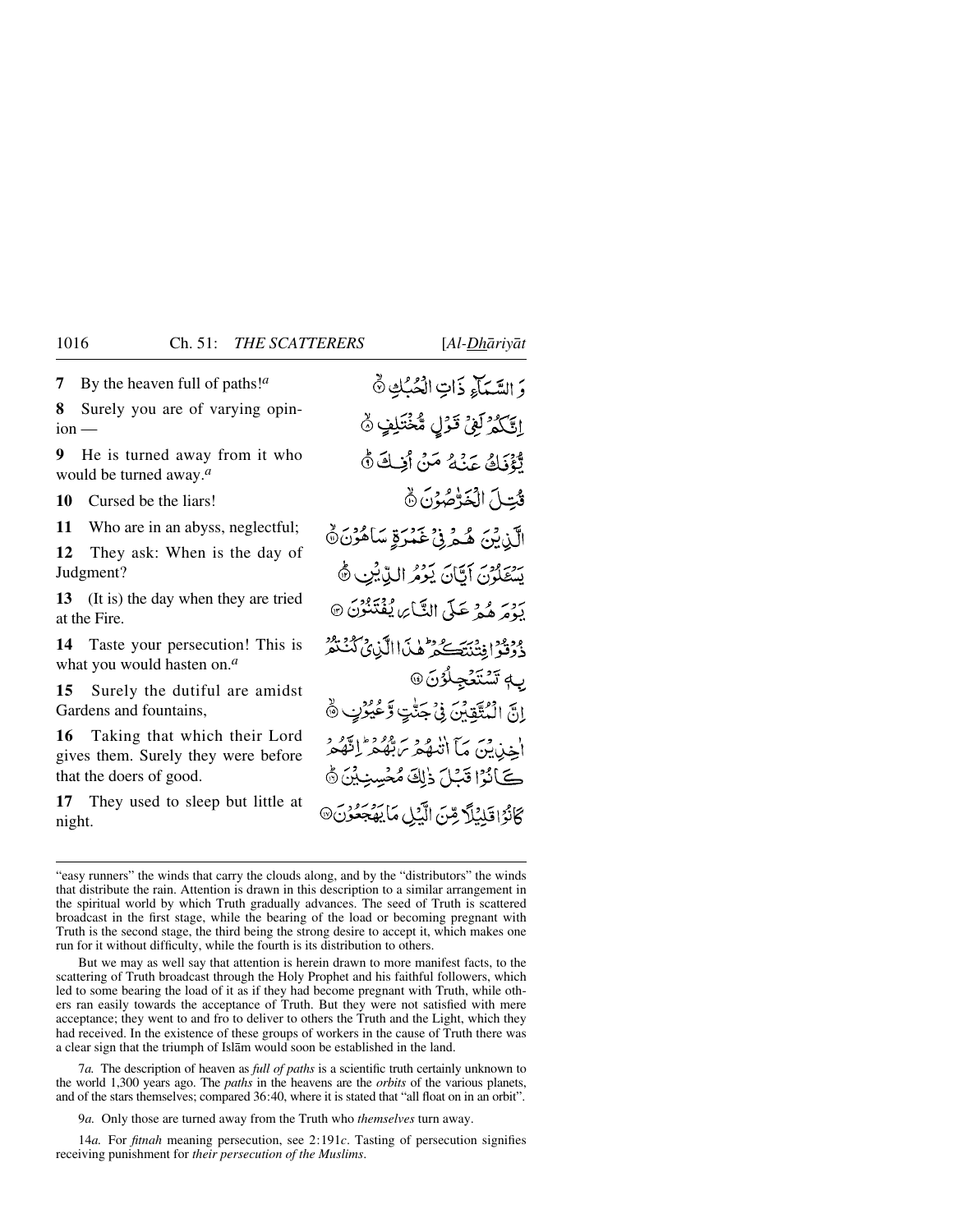**7** By the heaven full of paths![a]

**8** Surely you are of varying opinion —

**9** He is turned away from it who would be turned away.[a]

**10** Cursed be the liars!

**11** Who are in an abyss, neglectful;

**12** They ask: When is the day of Judgment?

**13** (It is) the day when they are tried at the Fire.

**14** Taste your persecution! This is what you would hasten on.[a]

**15** Surely the dutiful are amidst Gardens and fountains,

**16** Taking that which their Lord gives them. Surely they were before that the doers of good.

**17** They used to sleep but little at night.

وَ السَّمَآءِ ذَاتِ الْحُبُكِ ۝

اِنَّكُمْ لَفِیْ قَوْلٍ مُّخْتَلِفٍ ۝

یُّؤْفَكُ عَنْهُ مَنْ اُفِكَ ۝

قُتِلَ الْخَرّٰصُوْنَ ۝

الَّذِیْنَ هُمْ فِیْ غَمْرَةٍ سَاهُوْنَ ۝

یَسْـَٔلُوْنَ اَیَّانَ یَوْمُ الدِّیْنِ ۝

یَوْمَ هُمْ عَلَى النَّارِ یُفْتَنُوْنَ ۝

ذُوْقُوْا فِتْنَتَكُمْ ؕ هٰذَا الَّذِیْ كُنْتُمْ بِهٖ تَسْتَعْجِلُوْنَ ۝

اِنَّ الْمُتَّقِیْنَ فِیْ جَنّٰتٍ وَّ عُیُوْنٍ ۝

اٰخِذِیْنَ مَاۤ اٰتٰىهُمْ رَبُّهُمْ ؕ اِنَّهُمْ كَانُوْا قَبْلَ ذٰلِكَ مُحْسِنِیْنَ ۝

كَانُوْا قَلِیْلًا مِّنَ الَّیْلِ مَا یَهْجَعُوْنَ ۝

---

"easy runners" the winds that carry the clouds along, and by the "distributors" the winds that distribute the rain. Attention is drawn in this description to a similar arrangement in the spiritual world by which Truth gradually advances. The seed of Truth is scattered broadcast in the first stage, while the bearing of the load or becoming pregnant with Truth is the second stage, the third being the strong desire to accept it, which makes one run for it without difficulty, while the fourth is its distribution to others.

But we may as well say that attention is herein drawn to more manifest facts, to the scattering of Truth broadcast through the Holy Prophet and his faithful followers, which led to some bearing the load of it as if they had become pregnant with Truth, while others ran easily towards the acceptance of Truth. But they were not satisfied with mere acceptance; they went to and fro to deliver to others the Truth and the Light, which they had received. In the existence of these groups of workers in the cause of Truth there was a clear sign that the triumph of Islām would soon be established in the land.

7*a.* The description of heaven as *full of paths* is a scientific truth certainly unknown to the world 1,300 years ago. The *paths* in the heavens are the *orbits* of the various planets, and of the stars themselves; compared 36:40, where it is stated that "all float on in an orbit".

9*a.* Only those are turned away from the Truth who *themselves* turn away.

14*a.* For *fitnah* meaning persecution, see 2:191*c*. Tasting of persecution signifies receiving punishment for *their persecution of the Muslims*.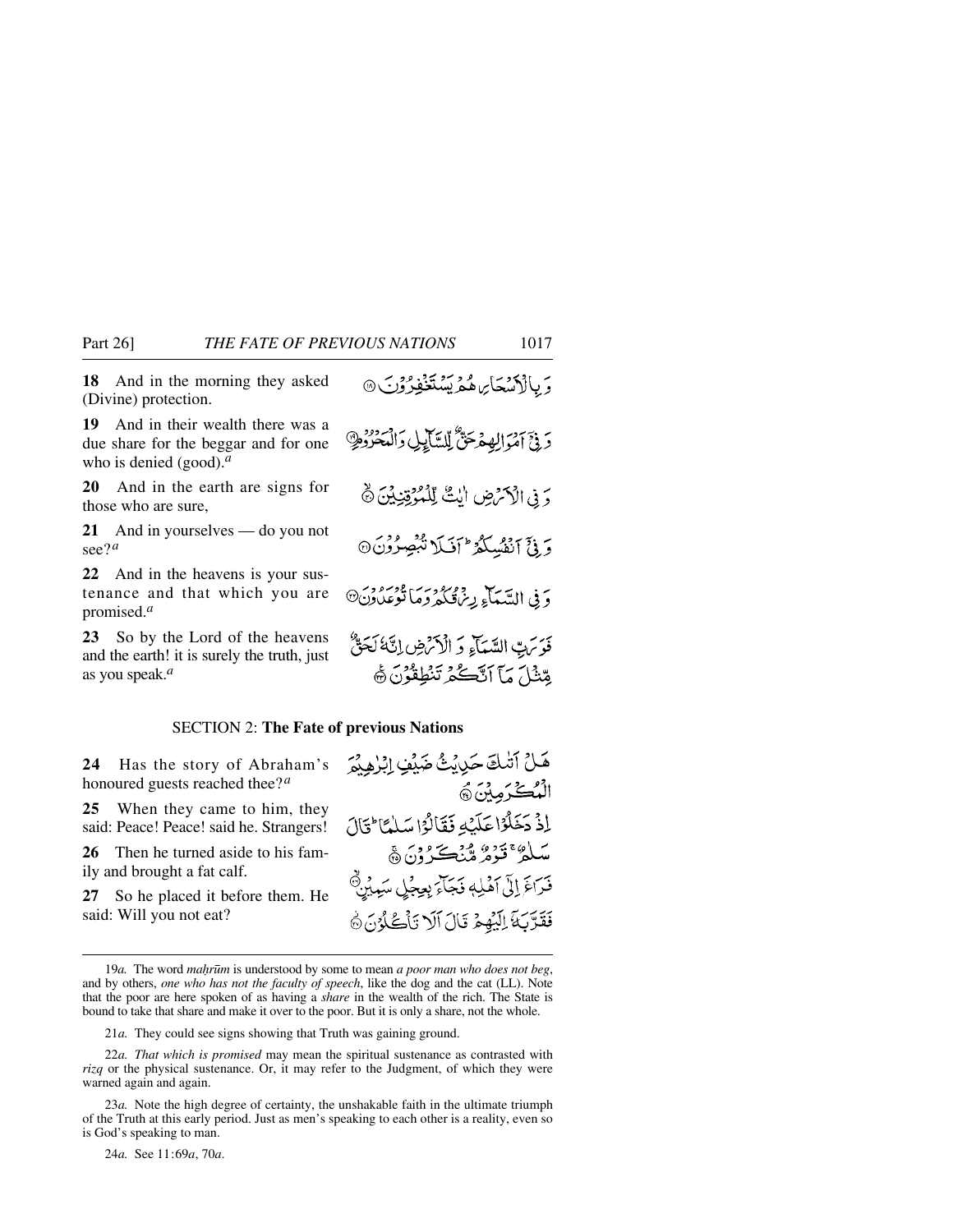**18** And in the morning they asked (Divine) protection.

وَ بِالْاَسْحَارِ هُمْ يَسْتَغْفِرُوْنَ ۝

**19** And in their wealth there was a due share for the beggar and for one who is denied (good).[a]

وَ فِيْٓ اَمْوَالِهِمْ حَقٌّ لِّلسَّآئِلِ وَ الْمَحْرُوْمِ ۝

**20** And in the earth are signs for those who are sure,

وَ فِي الْاَرْضِ اٰيٰتٌ لِّلْمُوْقِنِيْنَ ۝

**21** And in yourselves — do you not see?[a]

وَ فِيْٓ اَنْفُسِكُمْ ؕ اَفَلَا تُبْصِرُوْنَ ۝

**22** And in the heavens is your sustenance and that which you are promised.[a]

وَ فِي السَّمَآءِ رِزْقُكُمْ وَ مَا تُوْعَدُوْنَ ۝

**23** So by the Lord of the heavens and the earth! it is surely the truth, just as you speak.[a]

فَوَ رَبِّ السَّمَآءِ وَ الْاَرْضِ اِنَّهٗ لَحَقٌّ مِّثْلَ مَآ اَنَّكُمْ تَنْطِقُوْنَ ۝

## SECTION 2: **The Fate of previous Nations**

**24** Has the story of Abraham's honoured guests reached thee?[a]

هَلْ اَتٰىكَ حَدِيْثُ ضَيْفِ اِبْرٰهِيْمَ الْمُكْرَمِيْنَ ۝

**25** When they came to him, they said: Peace! Peace! said he. Strangers!

اِذْ دَخَلُوْا عَلَيْهِ فَقَالُوْا سَلٰمًا ؕ قَالَ سَلٰمٌ ۚ قَوْمٌ مُّنْكَرُوْنَ ۝

**26** Then he turned aside to his family and brought a fat calf.

فَرَاغَ اِلٰٓى اَهْلِهٖ فَجَآءَ بِعِجْلٍ سَمِيْنٍ ۝

**27** So he placed it before them. He said: Will you not eat?

فَقَرَّبَهٗٓ اِلَيْهِمْ قَالَ اَلَا تَاْكُلُوْنَ ۝

---

19*a.* The word *maḥrūm* is understood by some to mean *a poor man who does not beg*, and by others, *one who has not the faculty of speech*, like the dog and the cat (LL). Note that the poor are here spoken of as having a *share* in the wealth of the rich. The State is bound to take that share and make it over to the poor. But it is only a share, not the whole.

21*a.* They could see signs showing that Truth was gaining ground.

22*a. That which is promised* may mean the spiritual sustenance as contrasted with *rizq* or the physical sustenance. Or, it may refer to the Judgment, of which they were warned again and again.

23*a.* Note the high degree of certainty, the unshakable faith in the ultimate triumph of the Truth at this early period. Just as men's speaking to each other is a reality, even so is God's speaking to man.

24*a.* See 11:69*a*, 70*a*.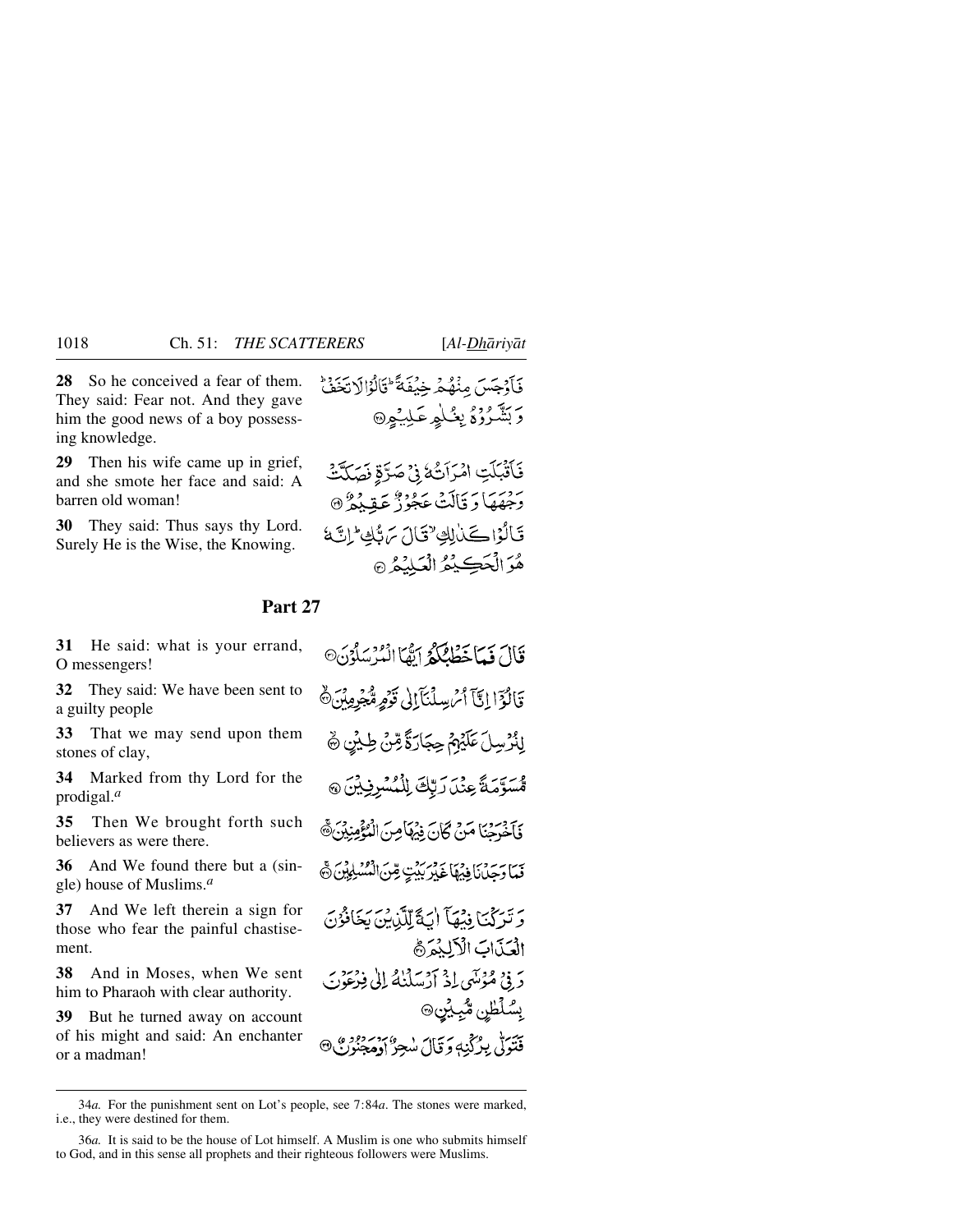**28** So he conceived a fear of them. They said: Fear not. And they gave him the good news of a boy possessing knowledge.

فَأَوْجَسَ مِنْهُمْ خِيفَةً ۖ قَالُوا لَا تَخَفْ ۖ وَبَشَّرُوهُ بِغُلَامٍ عَلِيمٍ ﴿٢٨﴾

**29** Then his wife came up in grief, and she smote her face and said: A barren old woman!

فَأَقْبَلَتِ امْرَأَتُهُ فِي صَرَّةٍ فَصَكَّتْ وَجْهَهَا وَقَالَتْ عَجُوزٌ عَقِيمٌ ﴿٢٩﴾

**30** They said: Thus says thy Lord. Surely He is the Wise, the Knowing.

قَالُوا كَذَٰلِكِ قَالَ رَبُّكِ ۖ إِنَّهُ هُوَ الْحَكِيمُ الْعَلِيمُ ﴿٣٠﴾

## Part 27

**31** He said: what is your errand, O messengers!

قَالَ فَمَا خَطْبُكُمْ أَيُّهَا الْمُرْسَلُونَ ﴿٣١﴾

**32** They said: We have been sent to a guilty people

قَالُوا إِنَّا أُرْسِلْنَا إِلَىٰ قَوْمٍ مُّجْرِمِينَ ﴿٣٢﴾

**33** That we may send upon them stones of clay,

لِنُرْسِلَ عَلَيْهِمْ حِجَارَةً مِّن طِينٍ ﴿٣٣﴾

**34** Marked from thy Lord for the prodigal.[a]

مُّسَوَّمَةً عِندَ رَبِّكَ لِلْمُسْرِفِينَ ﴿٣٤﴾

**35** Then We brought forth such believers as were there.

فَأَخْرَجْنَا مَن كَانَ فِيهَا مِنَ الْمُؤْمِنِينَ ﴿٣٥﴾

**36** And We found there but a (single) house of Muslims.[a]

فَمَا وَجَدْنَا فِيهَا غَيْرَ بَيْتٍ مِّنَ الْمُسْلِمِينَ ﴿٣٦﴾

**37** And We left therein a sign for those who fear the painful chastisement.

وَتَرَكْنَا فِيهَا آيَةً لِّلَّذِينَ يَخَافُونَ الْعَذَابَ الْأَلِيمَ ﴿٣٧﴾

**38** And in Moses, when We sent him to Pharaoh with clear authority.

وَفِي مُوسَىٰ إِذْ أَرْسَلْنَاهُ إِلَىٰ فِرْعَوْنَ بِسُلْطَانٍ مُّبِينٍ ﴿٣٨﴾

**39** But he turned away on account of his might and said: An enchanter or a madman!

فَتَوَلَّىٰ بِرُكْنِهِ وَقَالَ سَاحِرٌ أَوْ مَجْنُونٌ ﴿٣٩﴾

---

34*a.* For the punishment sent on Lot's people, see 7:84*a*. The stones were marked, i.e., they were destined for them.

36*a.* It is said to be the house of Lot himself. A Muslim is one who submits himself to God, and in this sense all prophets and their righteous followers were Muslims.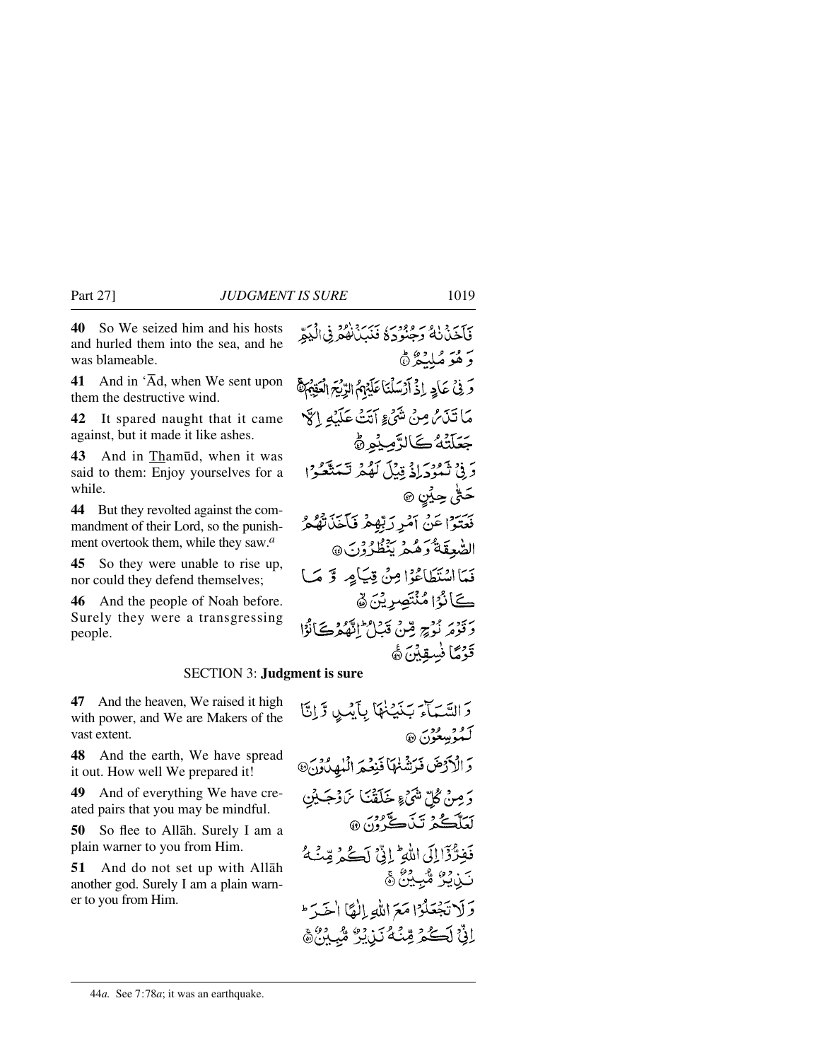**40** So We seized him and his hosts and hurled them into the sea, and he was blameable.

**41** And in 'Ād, when We sent upon them the destructive wind.

**42** It spared naught that it came against, but it made it like ashes.

**43** And in Thamūd, when it was said to them: Enjoy yourselves for a while.

**44** But they revolted against the commandment of their Lord, so the punishment overtook them, while they saw.[a]

**45** So they were unable to rise up, nor could they defend themselves;

**46** And the people of Noah before. Surely they were a transgressing people.

فَأَخَذْنٰهُ وَجُنُوْدَهٗ فَنَبَذْنٰهُمْ فِي الْيَمِّ وَهُوَ مُلِيْمٌ ﴿٤٠﴾

وَفِيْ عَادٍ إِذْ أَرْسَلْنَا عَلَيْهِمُ الرِّيْحَ الْعَقِيْمَ ﴿٤١﴾

مَا تَذَرُ مِنْ شَيْءٍ أَتَتْ عَلَيْهِ إِلَّا جَعَلَتْهُ كَالرَّمِيْمِ ﴿٤٢﴾

وَفِيْ ثَمُوْدَ إِذْ قِيْلَ لَهُمْ تَمَتَّعُوْا حَتّٰى حِيْنٍ ﴿٤٣﴾

فَعَتَوْا عَنْ أَمْرِ رَبِّهِمْ فَأَخَذَتْهُمُ الصّٰعِقَةُ وَهُمْ يَنْظُرُوْنَ ﴿٤٤﴾

فَمَا اسْتَطَاعُوْا مِنْ قِيَامٍ وَّمَا كَانُوْا مُنْتَصِرِيْنَ ﴿٤٥﴾

وَقَوْمَ نُوْحٍ مِّنْ قَبْلُ ۖ إِنَّهُمْ كَانُوْا قَوْمًا فٰسِقِيْنَ ﴿٤٦﴾

## SECTION 3: **Judgment is sure**

**47** And the heaven, We raised it high with power, and We are Makers of the vast extent.

**48** And the earth, We have spread it out. How well We prepared it!

**49** And of everything We have created pairs that you may be mindful.

**50** So flee to Allāh. Surely I am a plain warner to you from Him.

**51** And do not set up with Allāh another god. Surely I am a plain warner to you from Him.

وَالسَّمَاءَ بَنَيْنٰهَا بِأَيْىدٍ وَّإِنَّا لَمُوْسِعُوْنَ ﴿٤٧﴾

وَالْأَرْضَ فَرَشْنٰهَا فَنِعْمَ الْمٰهِدُوْنَ ﴿٤٨﴾

وَمِنْ كُلِّ شَيْءٍ خَلَقْنَا زَوْجَيْنِ لَعَلَّكُمْ تَذَكَّرُوْنَ ﴿٤٩﴾

فَفِرُّوْا إِلَى اللّٰهِ ۖ إِنِّيْ لَكُمْ مِّنْهُ نَذِيْرٌ مُّبِيْنٌ ﴿٥٠﴾

وَلَا تَجْعَلُوْا مَعَ اللّٰهِ إِلٰهًا اٰخَرَ ۖ إِنِّيْ لَكُمْ مِّنْهُ نَذِيْرٌ مُّبِيْنٌ ﴿٥١﴾

---

44*a*. See 7:78*a*; it was an earthquake.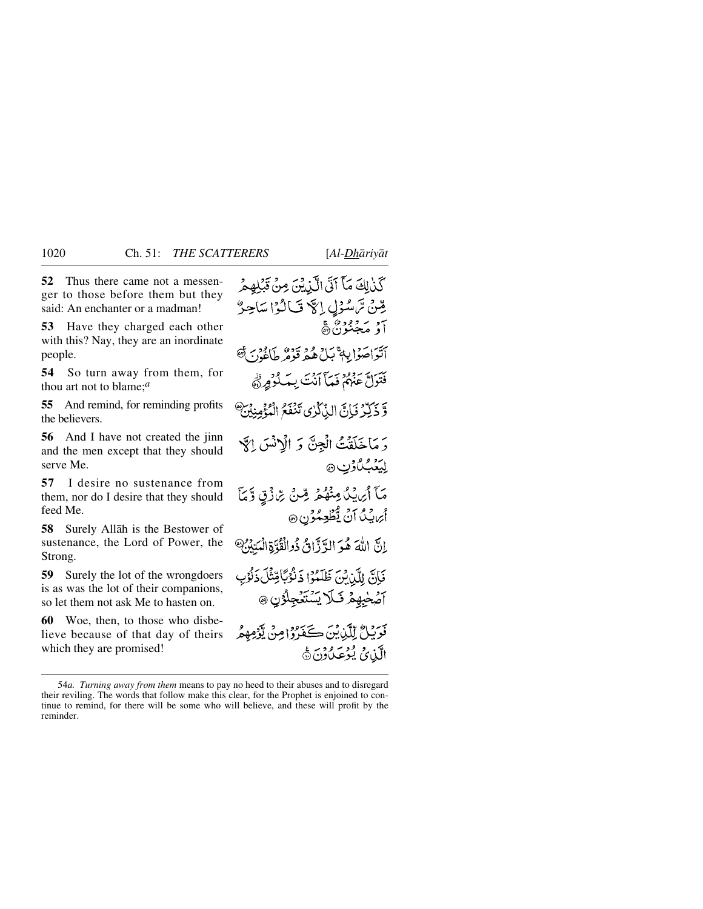**52** Thus there came not a messenger to those before them but they said: An enchanter or a madman!

كَذٰلِكَ مَآ اَتَى الَّذِيْنَ مِنْ قَبْلِهِمْ مِّنْ رَّسُوْلٍ اِلَّا قَالُوْا سَاحِرٌ اَوْ مَجْنُوْنٌ ﴿۵۲﴾

**53** Have they charged each other with this? Nay, they are an inordinate people.

اَتَوَاصَوْا بِهٖ ۚ بَلْ هُمْ قَوْمٌ طَاغُوْنَ ﴿۵۳﴾

**54** So turn away from them, for thou art not to blame;[a]

فَتَوَلَّ عَنْهُمْ فَمَآ اَنْتَ بِمَلُوْمٍ ﴿۵۴﴾

**55** And remind, for reminding profits the believers.

وَّ ذَكِّرْ فَاِنَّ الذِّكْرٰى تَنْفَعُ الْمُؤْمِنِيْنَ ﴿۵۵﴾

**56** And I have not created the jinn and the men except that they should serve Me.

وَ مَا خَلَقْتُ الْجِنَّ وَ الْاِنْسَ اِلَّا لِيَعْبُدُوْنِ ﴿۵۶﴾

**57** I desire no sustenance from them, nor do I desire that they should feed Me.

مَآ اُرِيْدُ مِنْهُمْ مِّنْ رِّزْقٍ وَّ مَآ اُرِيْدُ اَنْ يُّطْعِمُوْنِ ﴿۵۷﴾

**58** Surely Allāh is the Bestower of sustenance, the Lord of Power, the Strong.

اِنَّ اللّٰهَ هُوَ الرَّزَّاقُ ذُو الْقُوَّةِ الْمَتِيْنُ ﴿۵۸﴾

**59** Surely the lot of the wrongdoers is as was the lot of their companions, so let them not ask Me to hasten on.

فَاِنَّ لِلَّذِيْنَ ظَلَمُوْا ذَنُوْبًا مِّثْلَ ذَنُوْبِ اَصْحٰبِهِمْ فَلَا يَسْتَعْجِلُوْنِ ﴿۵۹﴾

**60** Woe, then, to those who disbelieve because of that day of theirs which they are promised!

فَوَيْلٌ لِّلَّذِيْنَ كَفَرُوْا مِنْ يَّوْمِهِمُ الَّذِيْ يُوْعَدُوْنَ ﴿۶۰﴾

---

54*a*. *Turning away from them* means to pay no heed to their abuses and to disregard their reviling. The words that follow make this clear, for the Prophet is enjoined to continue to remind, for there will be some who will believe, and these will profit by the reminder.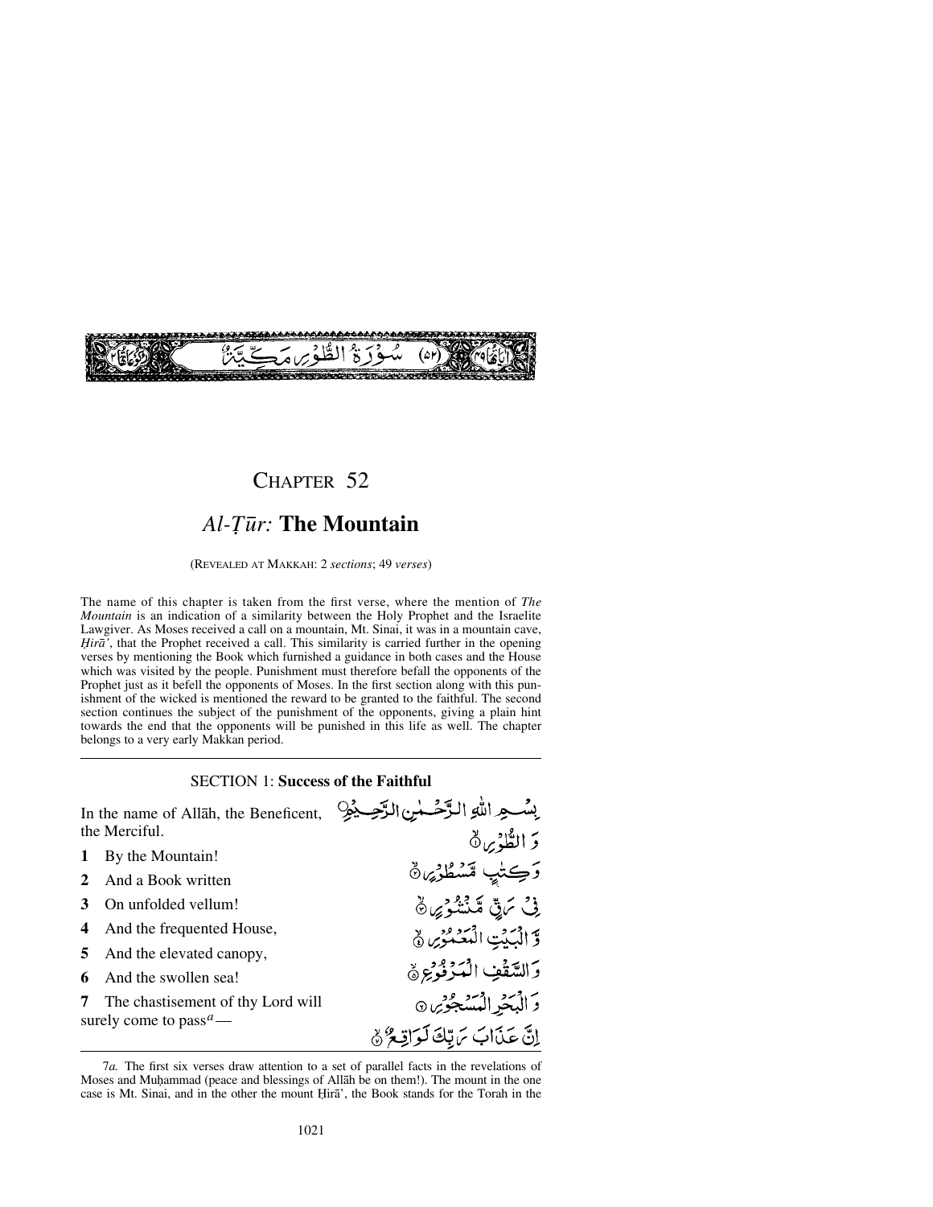سُوْرَةُ الطُّوْرِ مَكِّيَّةٌ (٥٢)

# Chapter 52

## *Al-Ṭūr:* The Mountain

(Revealed at Makkah: 2 *sections*; 49 *verses*)

The name of this chapter is taken from the first verse, where the mention of *The Mountain* is an indication of a similarity between the Holy Prophet and the Israelite Lawgiver. As Moses received a call on a mountain, Mt. Sinai, it was in a mountain cave, *Ḥirā'*, that the Prophet received a call. This similarity is carried further in the opening verses by mentioning the Book which furnished a guidance in both cases and the House which was visited by the people. Punishment must therefore befall the opponents of the Prophet just as it befell the opponents of Moses. In the first section along with this punishment of the wicked is mentioned the reward to be granted to the faithful. The second section continues the subject of the punishment of the opponents, giving a plain hint towards the end that the opponents will be punished in this life as well. The chapter belongs to a very early Makkan period.

### SECTION 1: **Success of the Faithful**

In the name of Allāh, the Beneficent, the Merciful.

بِسْمِ اللّٰهِ الرَّحْمٰنِ الرَّحِيْمِ

**1** By the Mountain!

وَالطُّوْرِ ﴿١﴾

**2** And a Book written

وَكِتٰبٍ مَّسْطُوْرٍ ﴿٢﴾

**3** On unfolded vellum!

فِيْ رَقٍّ مَّنْشُوْرٍ ﴿٣﴾

**4** And the frequented House,

وَّالْبَيْتِ الْمَعْمُوْرِ ﴿٤﴾

**5** And the elevated canopy,

وَالسَّقْفِ الْمَرْفُوْعِ ﴿٥﴾

**6** And the swollen sea!

وَالْبَحْرِ الْمَسْجُوْرِ ﴿٦﴾

**7** The chastisement of thy Lord will surely come to pass[a]—

اِنَّ عَذَابَ رَبِّكَ لَوَاقِعٌ ﴿٧﴾

---

7*a.* The first six verses draw attention to a set of parallel facts in the revelations of Moses and Muḥammad (peace and blessings of Allāh be on them!). The mount in the one case is Mt. Sinai, and in the other the mount Ḥirā', the Book stands for the Torah in the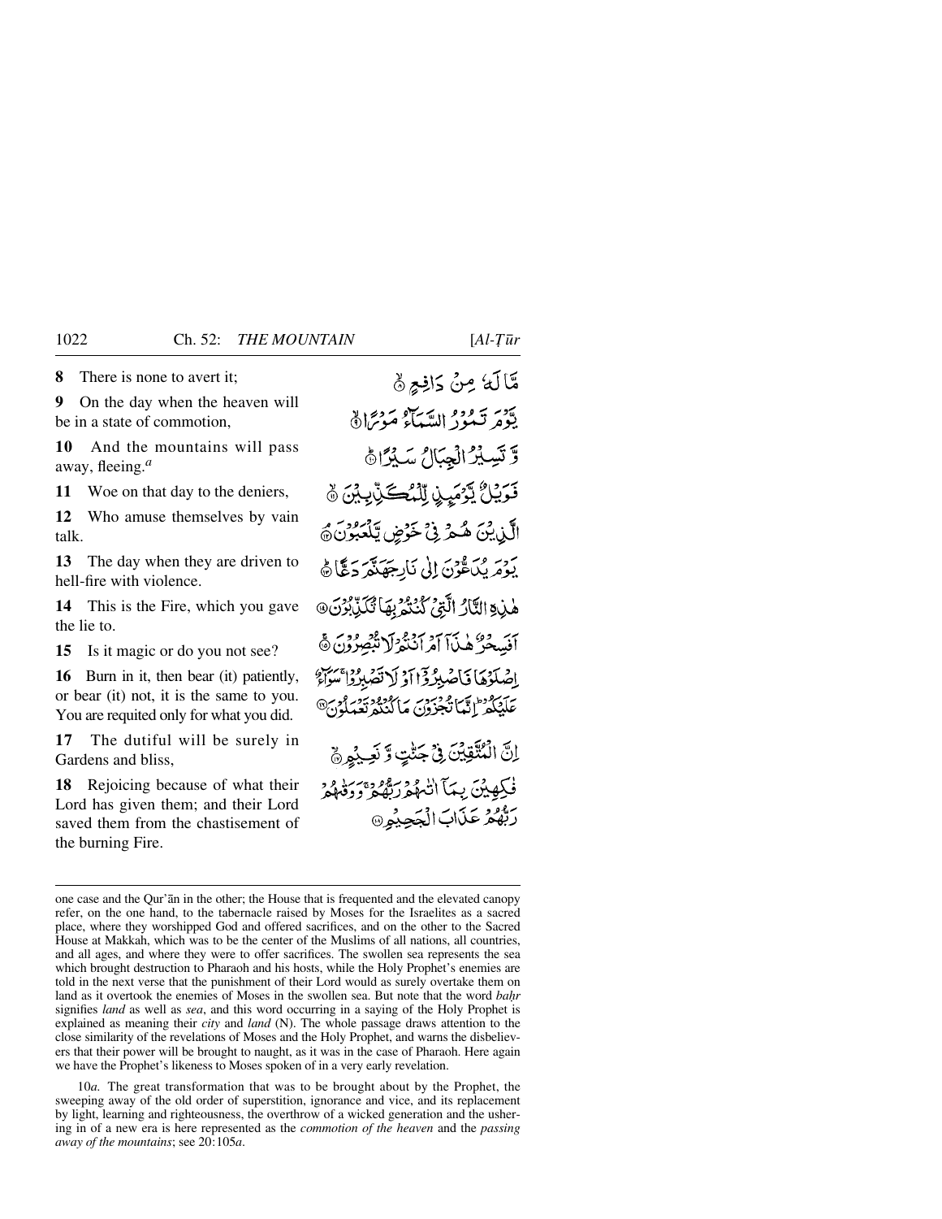**8** There is none to avert it;

مَّا لَهٗ مِنۡ دَافِعٍ ۙ﴿۸﴾

**9** On the day when the heaven will be in a state of commotion,

یَّوۡمَ تَمُوۡرُ السَّمَآءُ مَوۡرًا ۙ﴿۹﴾

**10** And the mountains will pass away, fleeing.[a]

وَّ تَسِیۡرُ الۡجِبَالُ سَیۡرًا ﴿ؕ۱۰﴾

**11** Woe on that day to the deniers,

فَوَیۡلٌ یَّوۡمَئِذٍ لِّلۡمُکَذِّبِیۡنَ ﴿ۙ۱۱﴾

**12** Who amuse themselves by vain talk.

الَّذِیۡنَ هُمۡ فِیۡ خَوۡضٍ یَّلۡعَبُوۡنَ ﴿ۘ۱۲﴾

**13** The day when they are driven to hell-fire with violence.

یَوۡمَ یُدَعُّوۡنَ اِلٰی نَارِ جَهَنَّمَ دَعًّا ﴿ؕ۱۳﴾

**14** This is the Fire, which you gave the lie to.

هٰذِهِ النَّارُ الَّتِیۡ کُنۡتُمۡ بِهَا تُکَذِّبُوۡنَ ﴿۱۴﴾

**15** Is it magic or do you not see?

اَفَسِحۡرٌ هٰذَاۤ اَمۡ اَنۡتُمۡ لَا تُبۡصِرُوۡنَ ﴿ۚ۱۵﴾

**16** Burn in it, then bear (it) patiently, or bear (it) not, it is the same to you. You are requited only for what you did.

اِصۡلَوۡهَا فَاصۡبِرُوۡۤا اَوۡ لَا تَصۡبِرُوۡا ۚ سَوَآءٌ عَلَیۡکُمۡ ؕ اِنَّمَا تُجۡزَوۡنَ مَا کُنۡتُمۡ تَعۡمَلُوۡنَ ﴿۱۶﴾

**17** The dutiful will be surely in Gardens and bliss,

اِنَّ الۡمُتَّقِیۡنَ فِیۡ جَنّٰتٍ وَّ نَعِیۡمٍ ﴿ۙ۱۷﴾

**18** Rejoicing because of what their Lord has given them; and their Lord saved them from the chastisement of the burning Fire.

فٰکِهِیۡنَ بِمَاۤ اٰتٰهُمۡ رَبُّهُمۡ ۚ وَ وَقٰهُمۡ رَبُّهُمۡ عَذَابَ الۡجَحِیۡمِ ﴿۱۸﴾

---

one case and the Qur'ān in the other; the House that is frequented and the elevated canopy refer, on the one hand, to the tabernacle raised by Moses for the Israelites as a sacred place, where they worshipped God and offered sacrifices, and on the other to the Sacred House at Makkah, which was to be the center of the Muslims of all nations, all countries, and all ages, and where they were to offer sacrifices. The swollen sea represents the sea which brought destruction to Pharaoh and his hosts, while the Holy Prophet's enemies are told in the next verse that the punishment of their Lord would as surely overtake them on land as it overtook the enemies of Moses in the swollen sea. But note that the word *baḥr* signifies *land* as well as *sea*, and this word occurring in a saying of the Holy Prophet is explained as meaning their *city* and *land* (N). The whole passage draws attention to the close similarity of the revelations of Moses and the Holy Prophet, and warns the disbelievers that their power will be brought to naught, as it was in the case of Pharaoh. Here again we have the Prophet's likeness to Moses spoken of in a very early revelation.

10*a.* The great transformation that was to be brought about by the Prophet, the sweeping away of the old order of superstition, ignorance and vice, and its replacement by light, learning and righteousness, the overthrow of a wicked generation and the ushering in of a new era is here represented as the *commotion of the heaven* and the *passing away of the mountains*; see 20:105*a*.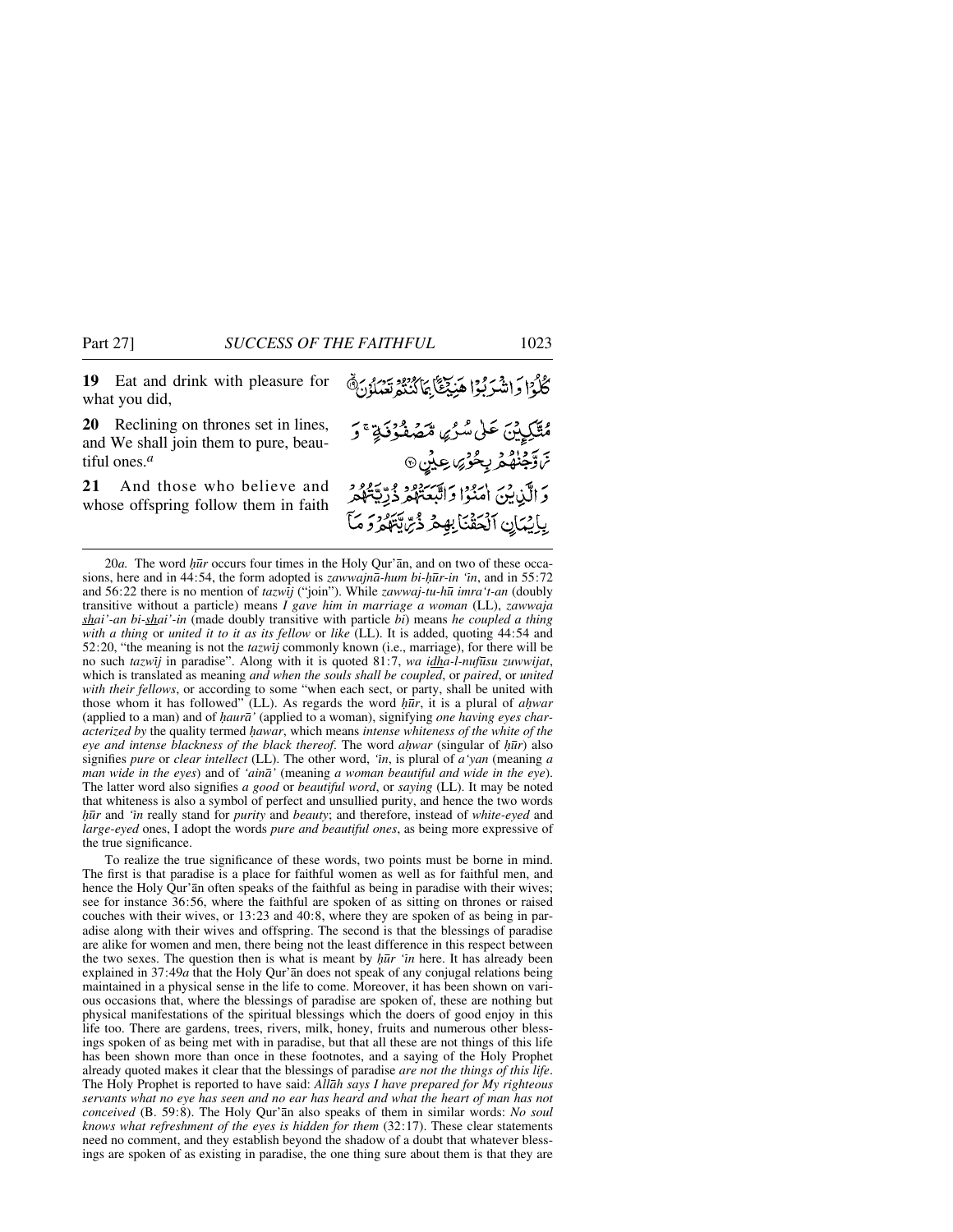**19** Eat and drink with pleasure for what you did,

كُلُوْا وَاشْرَبُوْا هَنِيْٓـًٔا بِمَا كُنْتُمْ تَعْمَلُوْنَ ۙ

**20** Reclining on thrones set in lines, and We shall join them to pure, beautiful ones.*a*

مُتَّكِـِٕيْنَ عَلٰى سُرُرٍ مَّصْفُوْفَةٍ ۚ وَ زَوَّجْنٰهُمْ بِحُوْرٍ عِيْنٍ ۝

**21** And those who believe and whose offspring follow them in faith

وَ الَّذِيْنَ اٰمَنُوْا وَ اتَّبَعَتْهُمْ ذُرِّيَّتُهُمْ بِاِيْمَانٍ اَلْحَقْنَا بِهِمْ ذُرِّيَّتَهُمْ وَ مَآ

---

20*a*. The word *ḥūr* occurs four times in the Holy Qur'ān, and on two of these occasions, here and in 44:54, the form adopted is *zawwajnā-hum bi-ḥūr-in 'īn*, and in 55:72 and 56:22 there is no mention of *tazwīj* ("join"). While *zawwaj-tu-hū imra't-an* (doubly transitive without a particle) means *I gave him in marriage a woman* (LL), *zawwaja shai'-an bi-shai'-in* (made doubly transitive with particle *bi*) means *he coupled a thing with a thing* or *united it to it as its fellow* or *like* (LL). It is added, quoting 44:54 and 52:20, "the meaning is not the *tazwīj* commonly known (i.e., marriage), for there will be no such *tazwīj* in paradise". Along with it is quoted 81:7, *wa idha-l-nufūsu zuwwijat*, which is translated as meaning *and when the souls shall be coupled*, or *paired*, or *united with their fellows*, or according to some "when each sect, or party, shall be united with those whom it has followed" (LL). As regards the word *ḥūr*, it is a plural of *aḥwar* (applied to a man) and of *ḥaurā'* (applied to a woman), signifying *one having eyes characterized by* the quality termed *ḥawar*, which means *intense whiteness of the white of the eye and intense blackness of the black thereof*. The word *aḥwar* (singular of *ḥūr*) also signifies *pure* or *clear intellect* (LL). The other word, *'īn*, is plural of *a'yan* (meaning *a man wide in the eyes*) and of *'ainā'* (meaning *a woman beautiful and wide in the eye*). The latter word also signifies *a good* or *beautiful word*, or *saying* (LL). It may be noted that whiteness is also a symbol of perfect and unsullied purity, and hence the two words *ḥūr* and *'īn* really stand for *purity* and *beauty*; and therefore, instead of *white-eyed* and *large-eyed* ones, I adopt the words *pure and beautiful ones*, as being more expressive of the true significance.

To realize the true significance of these words, two points must be borne in mind. The first is that paradise is a place for faithful women as well as for faithful men, and hence the Holy Qur'ān often speaks of the faithful as being in paradise with their wives; see for instance 36:56, where the faithful are spoken of as sitting on thrones or raised couches with their wives, or 13:23 and 40:8, where they are spoken of as being in paradise along with their wives and offspring. The second is that the blessings of paradise are alike for women and men, there being not the least difference in this respect between the two sexes. The question then is what is meant by *ḥūr 'īn* here. It has already been explained in 37:49*a* that the Holy Qur'ān does not speak of any conjugal relations being maintained in a physical sense in the life to come. Moreover, it has been shown on various occasions that, where the blessings of paradise are spoken of, these are nothing but physical manifestations of the spiritual blessings which the doers of good enjoy in this life too. There are gardens, trees, rivers, milk, honey, fruits and numerous other blessings spoken of as being met with in paradise, but that all these are not things of this life has been shown more than once in these footnotes, and a saying of the Holy Prophet already quoted makes it clear that the blessings of paradise *are not the things of this life*. The Holy Prophet is reported to have said: *Allāh says I have prepared for My righteous servants what no eye has seen and no ear has heard and what the heart of man has not conceived* (B. 59:8). The Holy Qur'ān also speaks of them in similar words: *No soul knows what refreshment of the eyes is hidden for them* (32:17). These clear statements need no comment, and they establish beyond the shadow of a doubt that whatever blessings are spoken of as existing in paradise, the one thing sure about them is that they are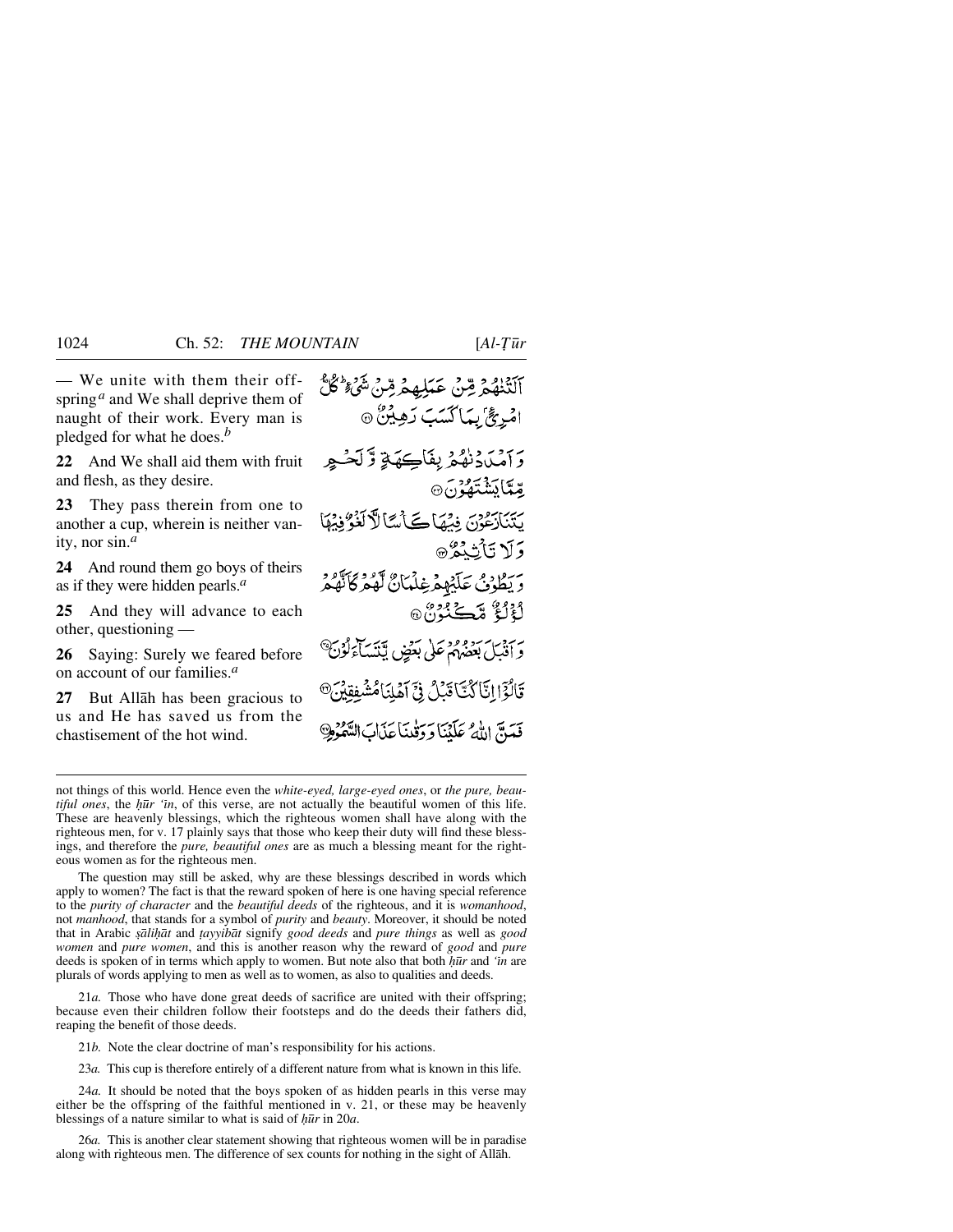— We unite with them their offspring[a] and We shall deprive them of naught of their work. Every man is pledged for what he does.[b]

اَلَتْنٰهُمْ مِّنْ عَمَلِهِمْ مِّنْ شَیْءٍ ؕ كُلُّ امْرِئٍۢ بِمَا كَسَبَ رَهِیْنٌ ﴿۲۱﴾

**22** And We shall aid them with fruit and flesh, as they desire.

وَ اَمْدَدْنٰهُمْ بِفَاكِهَةٍ وَّ لَحْمٍ مِّمَّا یَشْتَهُوْنَ ﴿۲۲﴾

**23** They pass therein from one to another a cup, wherein is neither vanity, nor sin.[a]

یَتَنَازَعُوْنَ فِیْهَا كَاْسًا لَّا لَغْوٌ فِیْهَا وَ لَا تَاْثِیْمٌ ﴿۲۳﴾

**24** And round them go boys of theirs as if they were hidden pearls.[a]

وَ یَطُوْفُ عَلَیْهِمْ غِلْمَانٌ لَّهُمْ كَاَنَّهُمْ لُؤْلُؤٌ مَّكْنُوْنٌ ﴿۲۴﴾

**25** And they will advance to each other, questioning —

وَ اَقْبَلَ بَعْضُهُمْ عَلٰى بَعْضٍ یَّتَسَآءَلُوْنَ ﴿۲۵﴾

**26** Saying: Surely we feared before on account of our families.[a]

قَالُوْۤا اِنَّا كُنَّا قَبْلُ فِیْۤ اَهْلِنَا مُشْفِقِیْنَ ﴿۲۶﴾

**27** But Allāh has been gracious to us and He has saved us from the chastisement of the hot wind.

فَمَنَّ اللّٰهُ عَلَیْنَا وَ وَقٰىنَا عَذَابَ السَّمُوْمِ ﴿۲۷﴾

---

not things of this world. Hence even the *white-eyed, large-eyed ones*, or *the pure, beautiful ones*, the *ḥūr ʻīn*, of this verse, are not actually the beautiful women of this life. These are heavenly blessings, which the righteous women shall have along with the righteous men, for v. 17 plainly says that those who keep their duty will find these blessings, and therefore the *pure, beautiful ones* are as much a blessing meant for the righteous women as for the righteous men.

The question may still be asked, why are these blessings described in words which apply to women? The fact is that the reward spoken of here is one having special reference to the *purity of character* and the *beautiful deeds* of the righteous, and it is *womanhood*, not *manhood*, that stands for a symbol of *purity* and *beauty*. Moreover, it should be noted that in Arabic *ṣāliḥāt* and *ṭayyibāt* signify *good deeds* and *pure things* as well as *good women* and *pure women*, and this is another reason why the reward of *good* and *pure* deeds is spoken of in terms which apply to women. But note also that both *ḥūr* and *ʻīn* are plurals of words applying to men as well as to women, as also to qualities and deeds.

21*a.* Those who have done great deeds of sacrifice are united with their offspring; because even their children follow their footsteps and do the deeds their fathers did, reaping the benefit of those deeds.

21*b.* Note the clear doctrine of man's responsibility for his actions.

23*a.* This cup is therefore entirely of a different nature from what is known in this life.

24*a.* It should be noted that the boys spoken of as hidden pearls in this verse may either be the offspring of the faithful mentioned in v. 21, or these may be heavenly blessings of a nature similar to what is said of *ḥūr* in 20*a*.

26*a.* This is another clear statement showing that righteous women will be in paradise along with righteous men. The difference of sex counts for nothing in the sight of Allāh.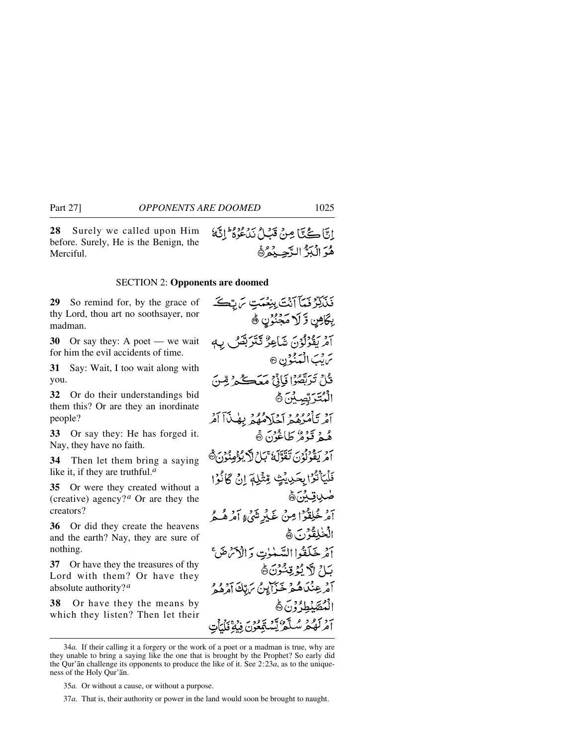**28** Surely we called upon Him before. Surely, He is the Benign, the Merciful.

إِنَّا كُنَّا مِنْ قَبْلُ نَدْعُوهُ ۖ إِنَّهُ هُوَ الْبَرُّ الرَّحِيمُ

## SECTION 2: **Opponents are doomed**

**29** So remind for, by the grace of thy Lord, thou art no soothsayer, nor madman.

فَذَكِّرْ فَمَا أَنْتَ بِنِعْمَتِ رَبِّكَ بِكَاهِنٍ وَلَا مَجْنُونٍ

**30** Or say they: A poet — we wait for him the evil accidents of time.

أَمْ يَقُولُونَ شَاعِرٌ نَتَرَبَّصُ بِهِ رَيْبَ الْمَنُونِ

**31** Say: Wait, I too wait along with you.

قُلْ تَرَبَّصُوا فَإِنِّي مَعَكُمْ مِنَ الْمُتَرَبِّصِينَ

**32** Or do their understandings bid them this? Or are they an inordinate people?

أَمْ تَأْمُرُهُمْ أَحْلَامُهُمْ بِهَٰذَا ۚ أَمْ هُمْ قَوْمٌ طَاغُونَ

**33** Or say they: He has forged it. Nay, they have no faith.

أَمْ يَقُولُونَ تَقَوَّلَهُ ۚ بَلْ لَا يُؤْمِنُونَ

**34** Then let them bring a saying like it, if they are truthful.[a]

فَلْيَأْتُوا بِحَدِيثٍ مِثْلِهِ إِنْ كَانُوا صَادِقِينَ

**35** Or were they created without a (creative) agency?[a] Or are they the creators?

أَمْ خُلِقُوا مِنْ غَيْرِ شَيْءٍ أَمْ هُمُ الْخَالِقُونَ

**36** Or did they create the heavens and the earth? Nay, they are sure of nothing.

أَمْ خَلَقُوا السَّمَاوَاتِ وَالْأَرْضَ ۚ بَلْ لَا يُوقِنُونَ

**37** Or have they the treasures of thy Lord with them? Or have they absolute authority?[a]

أَمْ عِنْدَهُمْ خَزَائِنُ رَبِّكَ أَمْ هُمُ الْمُصَيْطِرُونَ

**38** Or have they the means by which they listen? Then let their

أَمْ لَهُمْ سُلَّمٌ يَسْتَمِعُونَ فِيهِ ۖ فَلْيَأْتِ

---

34*a.* If their calling it a forgery or the work of a poet or a madman is true, why are they unable to bring a saying like the one that is brought by the Prophet? So early did the Qur'ān challenge its opponents to produce the like of it. See 2:23*a*, as to the uniqueness of the Holy Qur'ān.

35*a.* Or without a cause, or without a purpose.

37*a.* That is, their authority or power in the land would soon be brought to naught.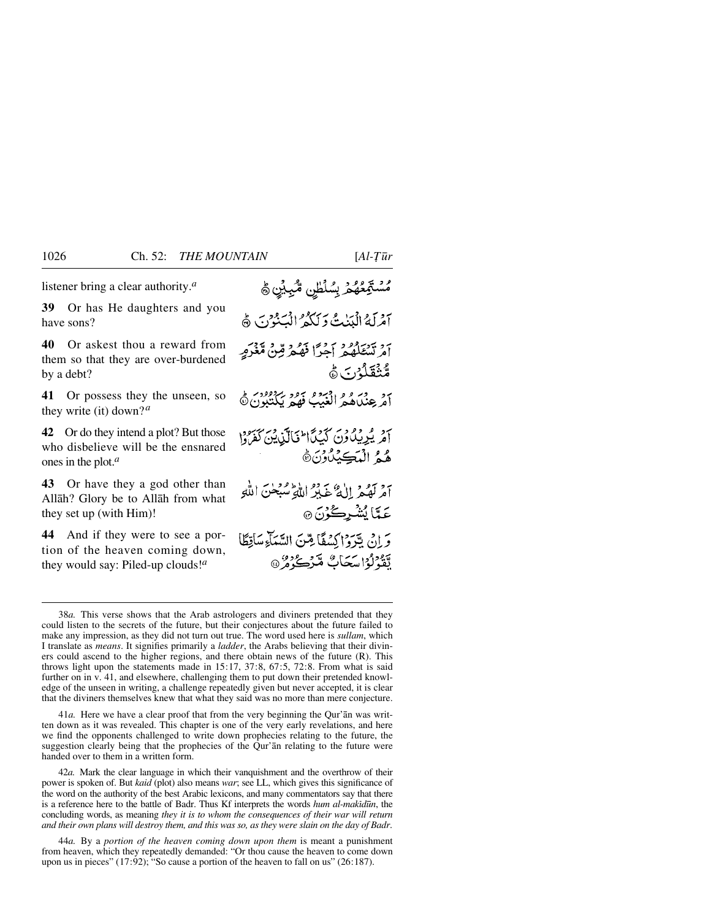listener bring a clear authority.[a]

مُسْتَمِعُهُمْ بِسُلْطٰنٍ مُّبِيْنٍ ﴿٣٨﴾

**39** Or has He daughters and you have sons?

اَمْ لَهُ الْبَنٰتُ وَلَكُمُ الْبَنُوْنَ ﴿٣٩﴾

**40** Or askest thou a reward from them so that they are over-burdened by a debt?

اَمْ تَسْـَٔلُهُمْ اَجْرًا فَهُمْ مِّنْ مَّغْرَمٍ مُّثْقَلُوْنَ ﴿٤٠﴾

**41** Or possess they the unseen, so they write (it) down?[a]

اَمْ عِنْدَهُمُ الْغَيْبُ فَهُمْ يَكْتُبُوْنَ ﴿٤١﴾

**42** Or do they intend a plot? But those who disbelieve will be the ensnared ones in the plot.[a]

اَمْ يُرِيْدُوْنَ كَيْدًا ؕ فَالَّذِيْنَ كَفَرُوْا هُمُ الْمَكِيْدُوْنَ ﴿٤٢﴾

**43** Or have they a god other than Allāh? Glory be to Allāh from what they set up (with Him)!

اَمْ لَهُمْ اِلٰهٌ غَيْرُ اللّٰهِ ؕ سُبْحٰنَ اللّٰهِ عَمَّا يُشْرِكُوْنَ ﴿٤٣﴾

**44** And if they were to see a portion of the heaven coming down, they would say: Piled-up clouds![a]

وَاِنْ يَّرَوْا كِسْفًا مِّنَ السَّمَآءِ سَاقِطًا يَّقُوْلُوْا سَحَابٌ مَّرْكُوْمٌ ﴿٤٤﴾

---

38*a.* This verse shows that the Arab astrologers and diviners pretended that they could listen to the secrets of the future, but their conjectures about the future failed to make any impression, as they did not turn out true. The word used here is *sullam*, which I translate as *means*. It signifies primarily a *ladder*, the Arabs believing that their diviners could ascend to the higher regions, and there obtain news of the future (R). This throws light upon the statements made in 15:17, 37:8, 67:5, 72:8. From what is said further on in v. 41, and elsewhere, challenging them to put down their pretended knowledge of the unseen in writing, a challenge repeatedly given but never accepted, it is clear that the diviners themselves knew that what they said was no more than mere conjecture.

41*a.* Here we have a clear proof that from the very beginning the Qur'ān was written down as it was revealed. This chapter is one of the very early revelations, and here we find the opponents challenged to write down prophecies relating to the future, the suggestion clearly being that the prophecies of the Qur'ān relating to the future were handed over to them in a written form.

42*a.* Mark the clear language in which their vanquishment and the overthrow of their power is spoken of. But *kaid* (plot) also means *war*; see LL, which gives this significance of the word on the authority of the best Arabic lexicons, and many commentators say that there is a reference here to the battle of Badr. Thus Kf interprets the words *hum al-makīdūn*, the concluding words, as meaning *they it is to whom the consequences of their war will return and their own plans will destroy them, and this was so, as they were slain on the day of Badr*.

44*a.* By a *portion of the heaven coming down upon them* is meant a punishment from heaven, which they repeatedly demanded: "Or thou cause the heaven to come down upon us in pieces" (17:92); "So cause a portion of the heaven to fall on us" (26:187).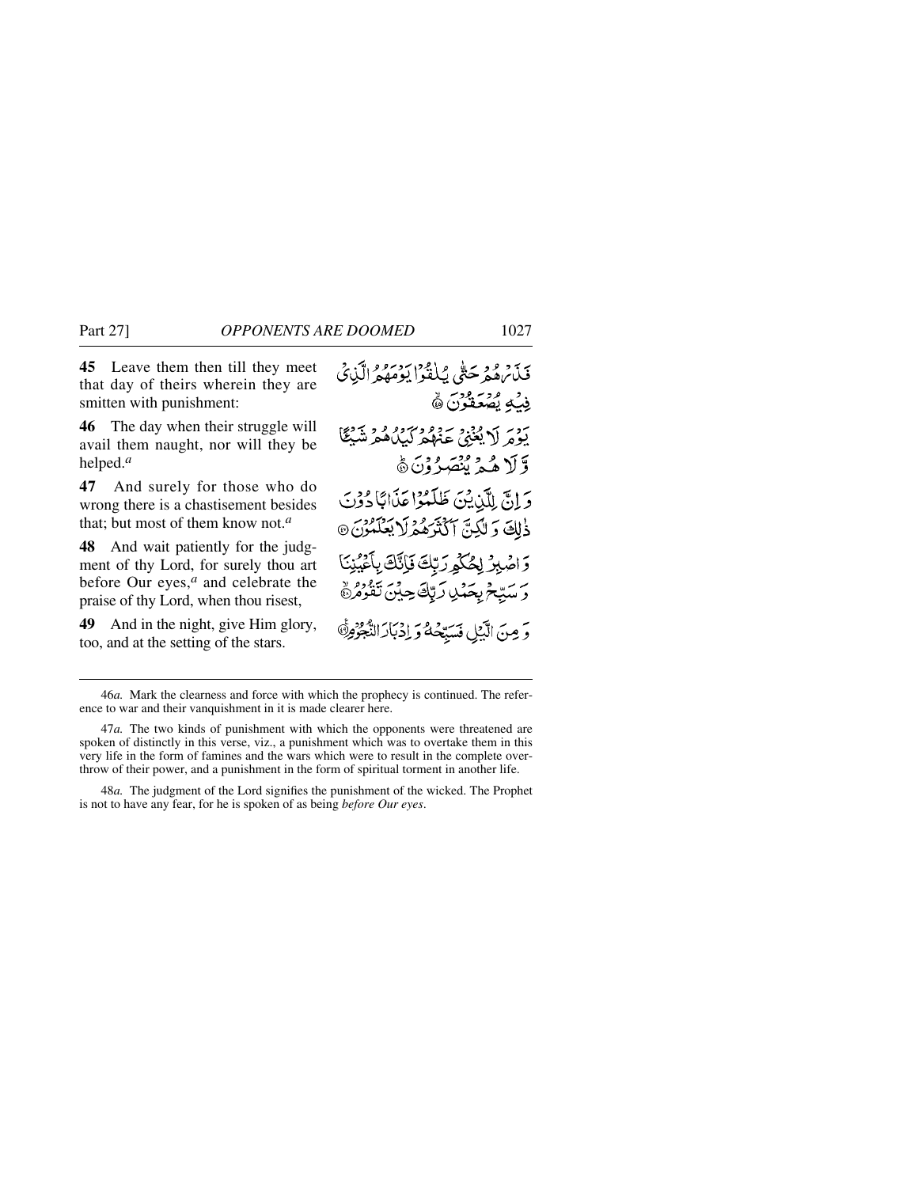**45** Leave them then till they meet that day of theirs wherein they are smitten with punishment:

فَذَرْهُمْ حَتّٰى يُلٰقُوْا يَوْمَهُمُ الَّذِيْ فِيْهِ يُصْعَقُوْنَ ۝

**46** The day when their struggle will avail them naught, nor will they be helped.[a]

يَوْمَ لَا يُغْنِيْ عَنْهُمْ كَيْدُهُمْ شَيْـًٔا وَّلَا هُمْ يُنْصَرُوْنَ ۝

**47** And surely for those who do wrong there is a chastisement besides that; but most of them know not.[a]

وَاِنَّ لِلَّذِيْنَ ظَلَمُوْا عَذَابًا دُوْنَ ذٰلِكَ وَلٰكِنَّ اَكْثَرَهُمْ لَا يَعْلَمُوْنَ ۝

**48** And wait patiently for the judgment of thy Lord, for surely thou art before Our eyes,[a] and celebrate the praise of thy Lord, when thou risest,

وَاصْبِرْ لِحُكْمِ رَبِّكَ فَاِنَّكَ بِاَعْيُنِنَا وَسَبِّحْ بِحَمْدِ رَبِّكَ حِيْنَ تَقُوْمُ ۝

**49** And in the night, give Him glory, too, and at the setting of the stars.

وَمِنَ الَّيْلِ فَسَبِّحْهُ وَاِدْبَارَ النُّجُوْمِ ۝

---

46*a.* Mark the clearness and force with which the prophecy is continued. The reference to war and their vanquishment in it is made clearer here.

47*a.* The two kinds of punishment with which the opponents were threatened are spoken of distinctly in this verse, viz., a punishment which was to overtake them in this very life in the form of famines and the wars which were to result in the complete overthrow of their power, and a punishment in the form of spiritual torment in another life.

48*a.* The judgment of the Lord signifies the punishment of the wicked. The Prophet is not to have any fear, for he is spoken of as being *before Our eyes*.